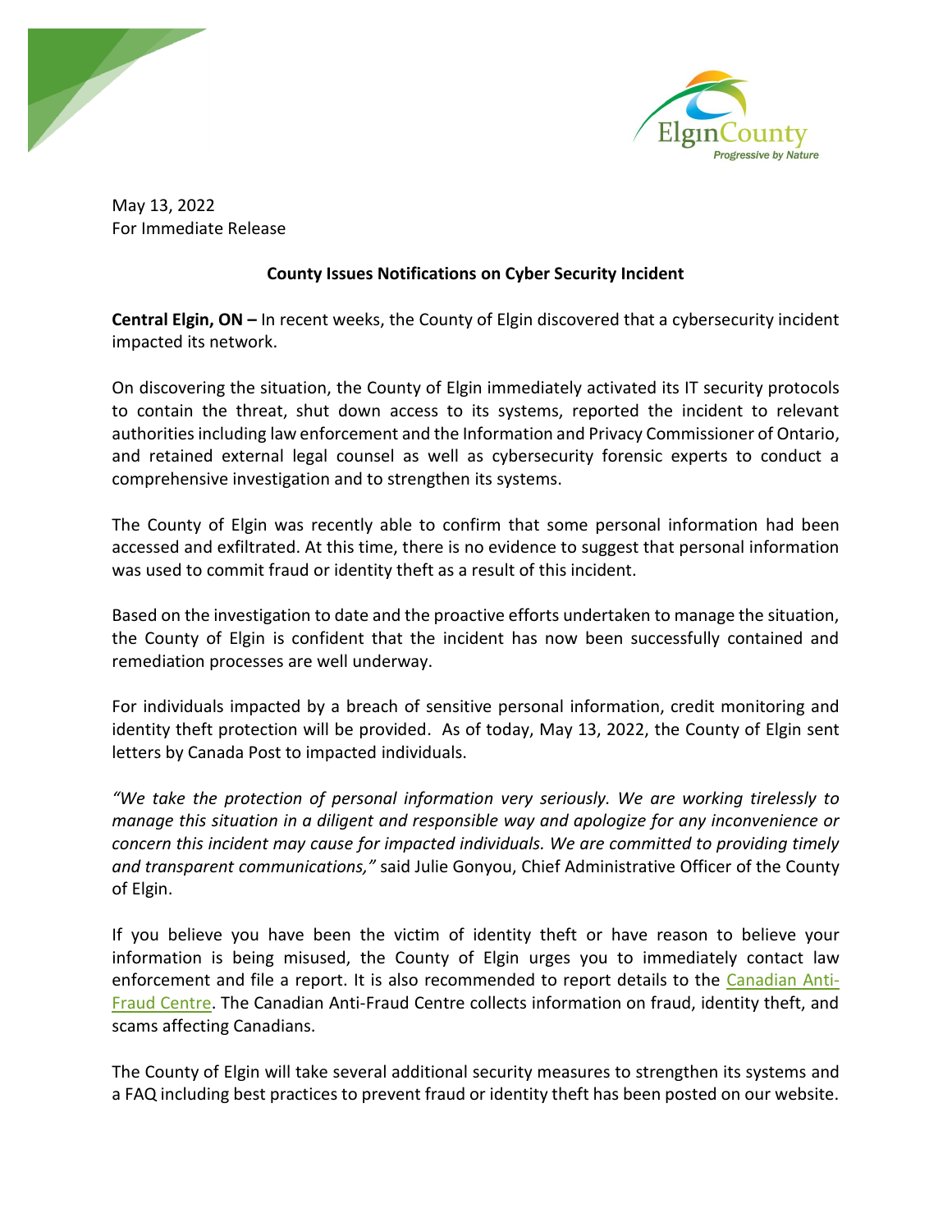May 13, 2022
For Immediate Release

**County Issues Notifications on Cyber Security Incident**

**Central Elgin, ON –** In recent weeks, the County of Elgin discovered that a cybersecurity incident impacted its network.

On discovering the situation, the County of Elgin immediately activated its IT security protocols to contain the threat, shut down access to its systems, reported the incident to relevant authorities including law enforcement and the Information and Privacy Commissioner of Ontario, and retained external legal counsel as well as cybersecurity forensic experts to conduct a comprehensive investigation and to strengthen its systems.

The County of Elgin was recently able to confirm that some personal information had been accessed and exfiltrated. At this time, there is no evidence to suggest that personal information was used to commit fraud or identity theft as a result of this incident.

Based on the investigation to date and the proactive efforts undertaken to manage the situation, the County of Elgin is confident that the incident has now been successfully contained and remediation processes are well underway.

For individuals impacted by a breach of sensitive personal information, credit monitoring and identity theft protection will be provided. As of today, May 13, 2022, the County of Elgin sent letters by Canada Post to impacted individuals.

*"We take the protection of personal information very seriously. We are working tirelessly to manage this situation in a diligent and responsible way and apologize for any inconvenience or concern this incident may cause for impacted individuals. We are committed to providing timely and transparent communications,"* said Julie Gonyou, Chief Administrative Officer of the County of Elgin.

If you believe you have been the victim of identity theft or have reason to believe your information is being misused, the County of Elgin urges you to immediately contact law enforcement and file a report. It is also recommended to report details to the Canadian Anti-Fraud Centre. The Canadian Anti-Fraud Centre collects information on fraud, identity theft, and scams affecting Canadians.

The County of Elgin will take several additional security measures to strengthen its systems and a FAQ including best practices to prevent fraud or identity theft has been posted on our website.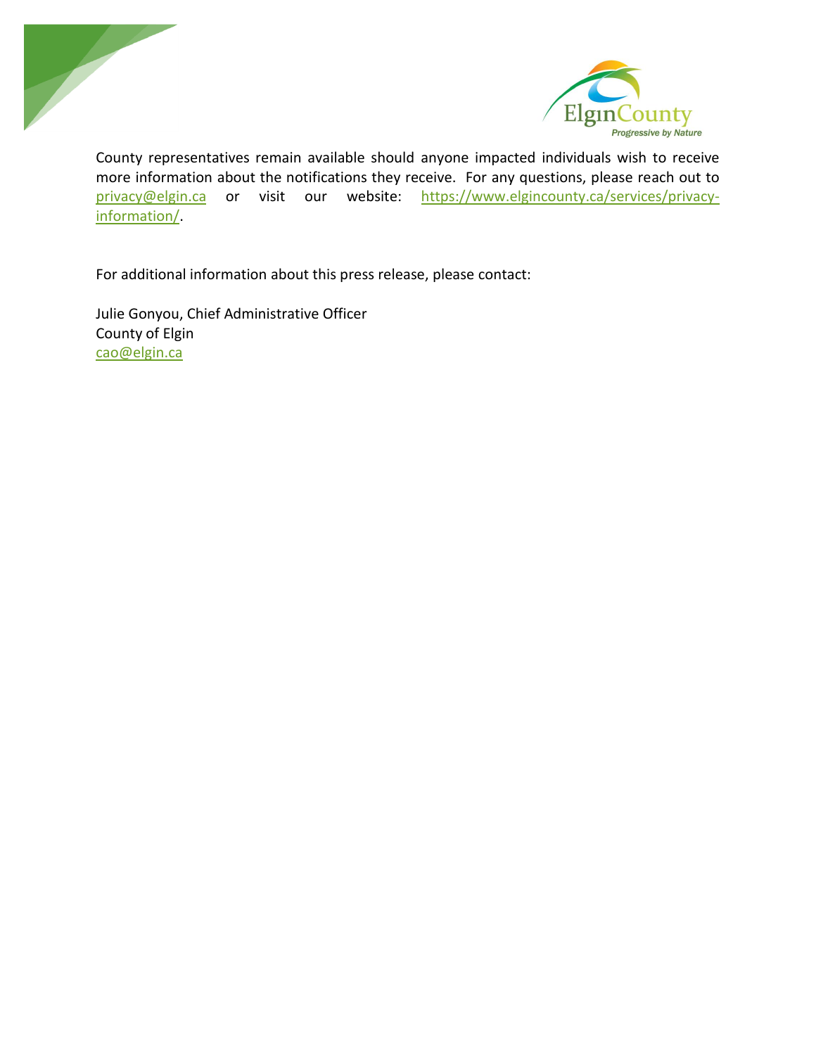County representatives remain available should anyone impacted individuals wish to receive more information about the notifications they receive. For any questions, please reach out to privacy@elgin.ca or visit our website: https://www.elgincounty.ca/services/privacy-information/.

For additional information about this press release, please contact:

Julie Gonyou, Chief Administrative Officer
County of Elgin
cao@elgin.ca